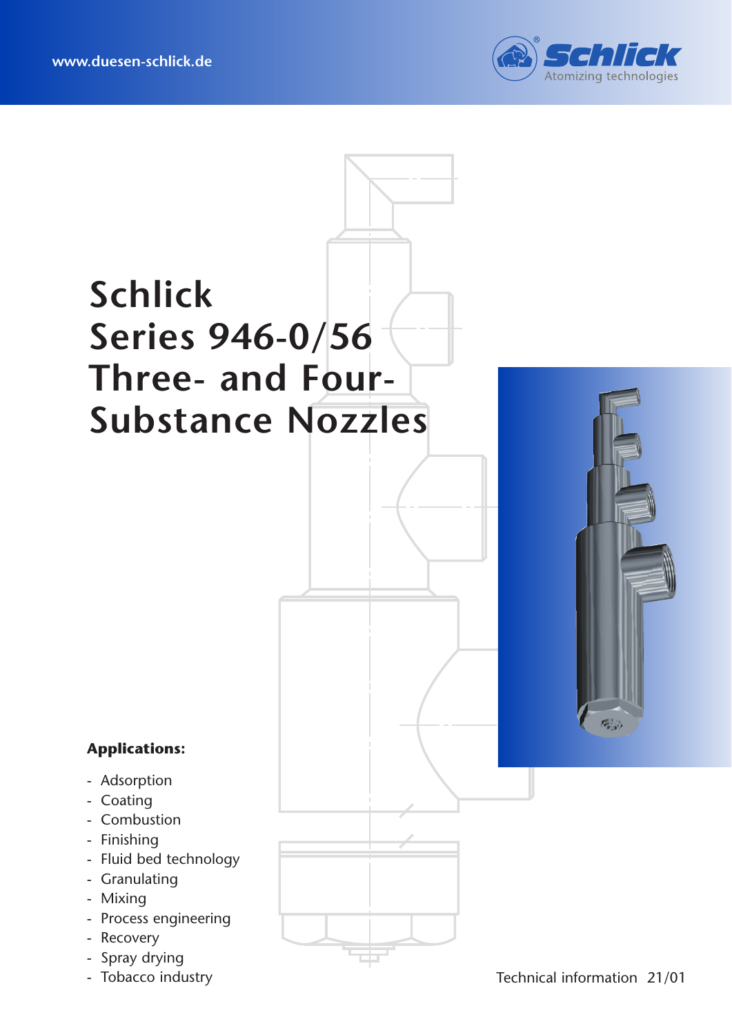www.duesen-schlick.de

Schlick
Atomizing technologies

# Schlick Series 946-0/56 Three- and Four-Substance Nozzles

**Applications:**

- Adsorption
- Coating
- Combustion
- Finishing
- Fluid bed technology
- Granulating
- Mixing
- Process engineering
- Recovery
- Spray drying
- Tobacco industry

Technical information 21/01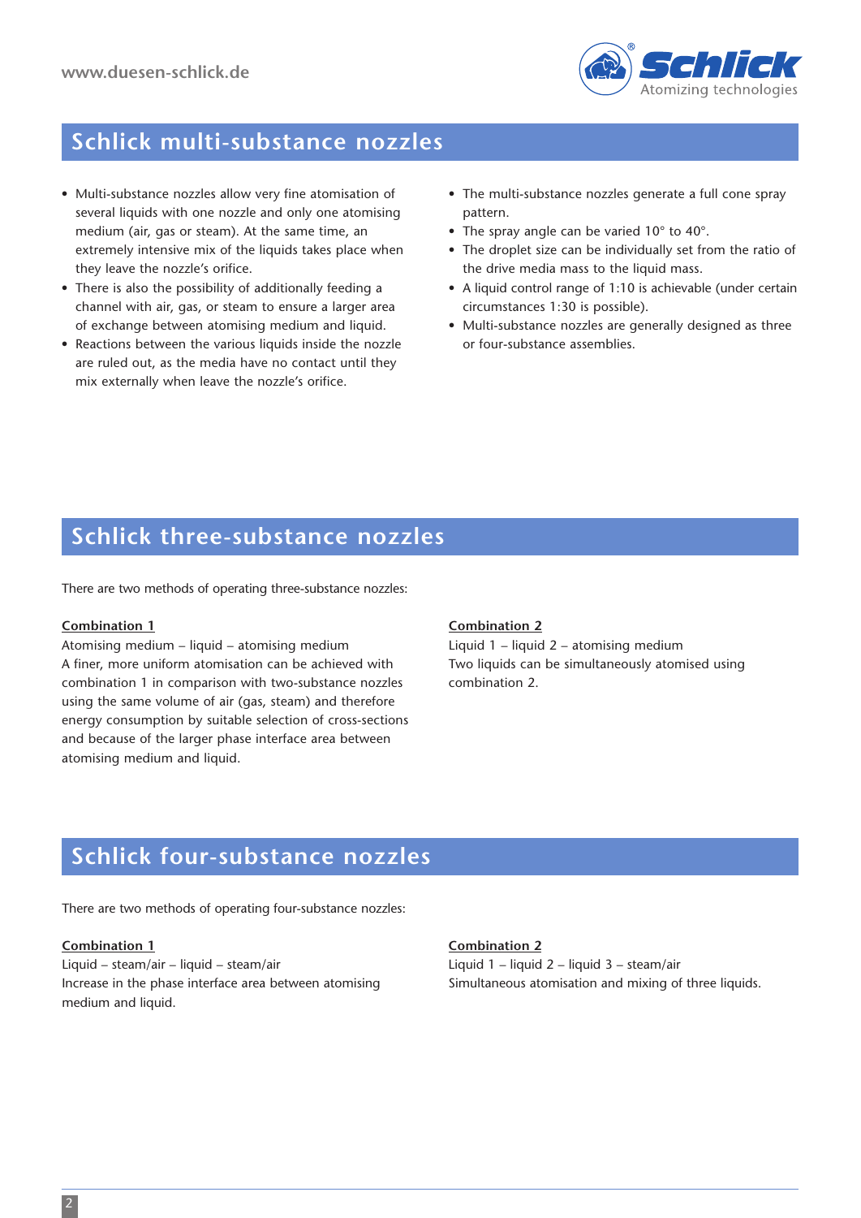## Schlick multi-substance nozzles

- Multi-substance nozzles allow very fine atomisation of several liquids with one nozzle and only one atomising medium (air, gas or steam). At the same time, an extremely intensive mix of the liquids takes place when they leave the nozzle's orifice.
- There is also the possibility of additionally feeding a channel with air, gas, or steam to ensure a larger area of exchange between atomising medium and liquid.
- Reactions between the various liquids inside the nozzle are ruled out, as the media have no contact until they mix externally when leave the nozzle's orifice.
- The multi-substance nozzles generate a full cone spray pattern.
- The spray angle can be varied 10° to 40°.
- The droplet size can be individually set from the ratio of the drive media mass to the liquid mass.
- A liquid control range of 1:10 is achievable (under certain circumstances 1:30 is possible).
- Multi-substance nozzles are generally designed as three or four-substance assemblies.

## Schlick three-substance nozzles

There are two methods of operating three-substance nozzles:

**Combination 1**

Atomising medium – liquid – atomising medium

A finer, more uniform atomisation can be achieved with combination 1 in comparison with two-substance nozzles using the same volume of air (gas, steam) and therefore energy consumption by suitable selection of cross-sections and because of the larger phase interface area between atomising medium and liquid.

**Combination 2**

Liquid 1 – liquid 2 – atomising medium

Two liquids can be simultaneously atomised using combination 2.

## Schlick four-substance nozzles

There are two methods of operating four-substance nozzles:

**Combination 1**

Liquid – steam/air – liquid – steam/air

Increase in the phase interface area between atomising medium and liquid.

**Combination 2**

Liquid 1 – liquid 2 – liquid 3 – steam/air

Simultaneous atomisation and mixing of three liquids.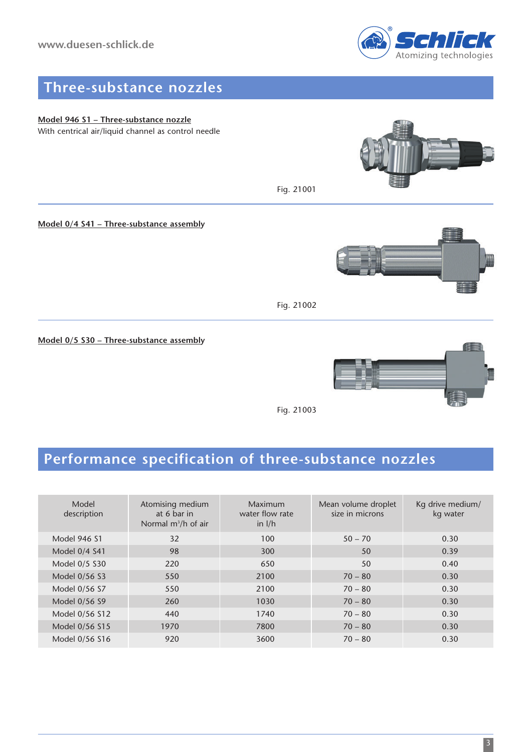# Three-substance nozzles

**Model 946 S1 – Three-substance nozzle**

With centrical air/liquid channel as control needle

Fig. 21001

**Model 0/4 S41 – Three-substance assembly**

Fig. 21002

**Model 0/5 S30 – Three-substance assembly**

Fig. 21003

# Performance specification of three-substance nozzles

| Model description | Atomising medium at 6 bar in Normal m³/h of air | Maximum water flow rate in l/h | Mean volume droplet size in microns | Kg drive medium/ kg water |
|---|---|---|---|---|
| Model 946 S1 | 32 | 100 | 50 – 70 | 0.30 |
| Model 0/4 S41 | 98 | 300 | 50 | 0.39 |
| Model 0/5 S30 | 220 | 650 | 50 | 0.40 |
| Model 0/56 S3 | 550 | 2100 | 70 – 80 | 0.30 |
| Model 0/56 S7 | 550 | 2100 | 70 – 80 | 0.30 |
| Model 0/56 S9 | 260 | 1030 | 70 – 80 | 0.30 |
| Model 0/56 S12 | 440 | 1740 | 70 – 80 | 0.30 |
| Model 0/56 S15 | 1970 | 7800 | 70 – 80 | 0.30 |
| Model 0/56 S16 | 920 | 3600 | 70 – 80 | 0.30 |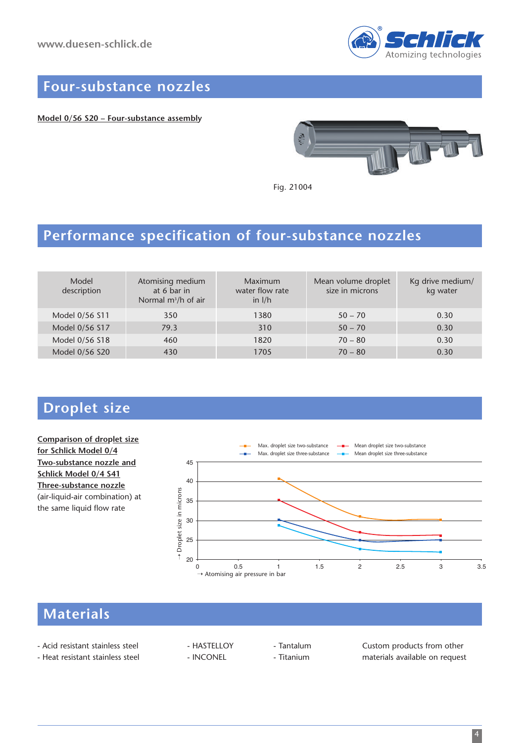# Four-substance nozzles

**Model 0/56 S20 – Four-substance assembly**

Fig. 21004

# Performance specification of four-substance nozzles

| Model description | Atomising medium at 6 bar in Normal m³/h of air | Maximum water flow rate in l/h | Mean volume droplet size in microns | Kg drive medium/ kg water |
|---|---|---|---|---|
| Model 0/56 S11 | 350 | 1380 | 50 – 70 | 0.30 |
| Model 0/56 S17 | 79.3 | 310 | 50 – 70 | 0.30 |
| Model 0/56 S18 | 460 | 1820 | 70 – 80 | 0.30 |
| Model 0/56 S20 | 430 | 1705 | 70 – 80 | 0.30 |

# Droplet size

**Comparison of droplet size for Schlick Model 0/4 Two-substance nozzle and Schlick Model 0/4 S41 Three-substance nozzle** (air-liquid-air combination) at the same liquid flow rate

# Materials

- Acid resistant stainless steel
- Heat resistant stainless steel
- HASTELLOY
- INCONEL
- Tantalum
- Titanium

Custom products from other materials available on request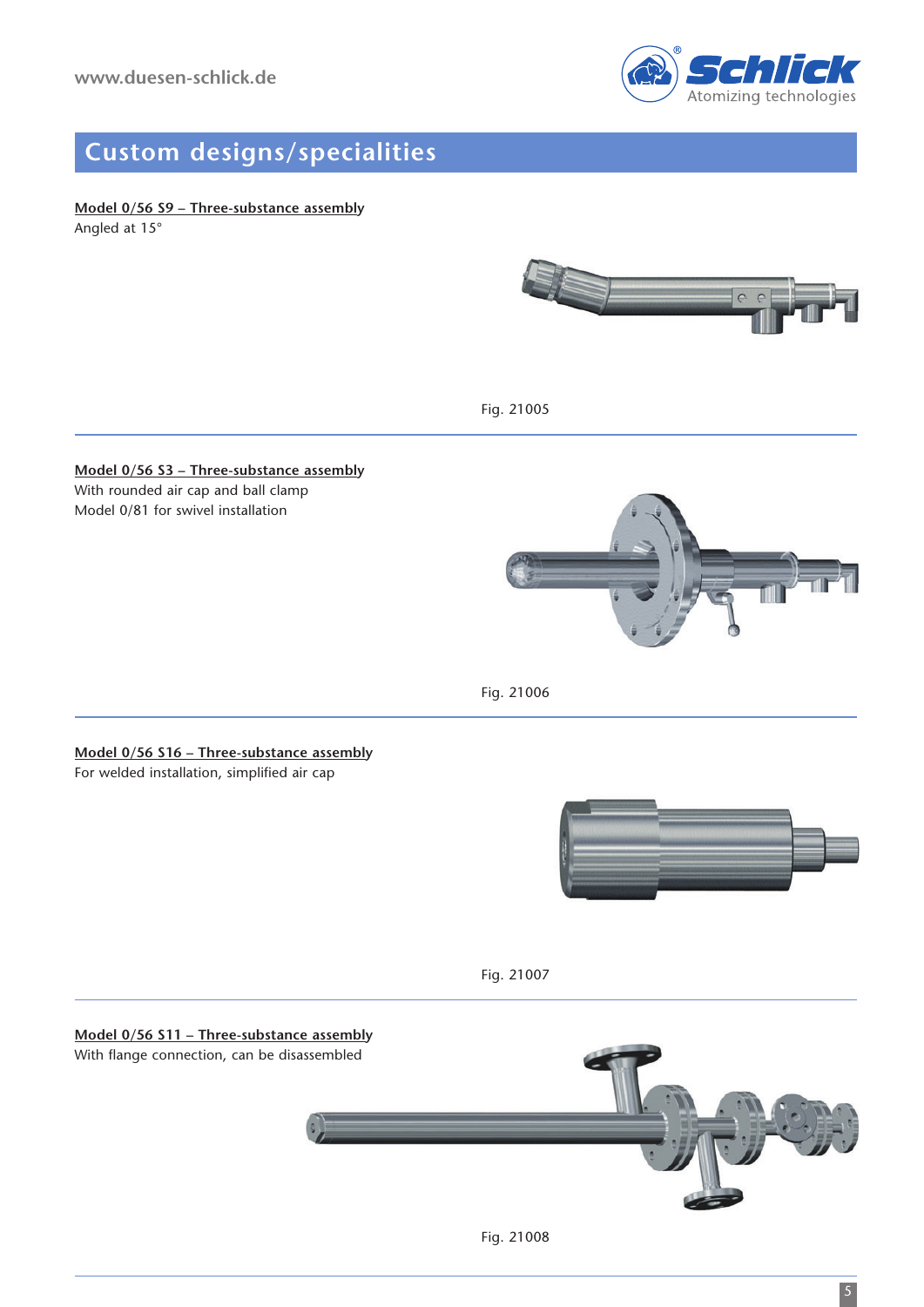## Custom designs/specialities

**Model 0/56 S9 – Three-substance assembly**

Angled at 15°

Fig. 21005

---

**Model 0/56 S3 – Three-substance assembly**

With rounded air cap and ball clamp
Model 0/81 for swivel installation

Fig. 21006

---

**Model 0/56 S16 – Three-substance assembly**

For welded installation, simplified air cap

Fig. 21007

---

**Model 0/56 S11 – Three-substance assembly**

With flange connection, can be disassembled

Fig. 21008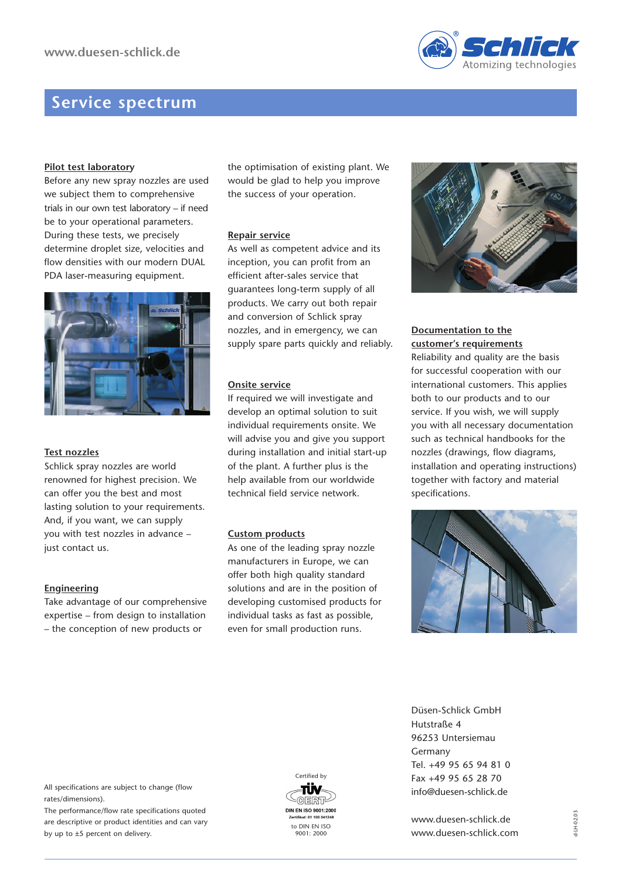www.duesen-schlick.de

Schlick Atomizing technologies

# Service spectrum

## Pilot test laboratory

Before any new spray nozzles are used we subject them to comprehensive trials in our own test laboratory – if need be to your operational parameters. During these tests, we precisely determine droplet size, velocities and flow densities with our modern DUAL PDA laser-measuring equipment.

## Test nozzles

Schlick spray nozzles are world renowned for highest precision. We can offer you the best and most lasting solution to your requirements. And, if you want, we can supply you with test nozzles in advance – just contact us.

## Engineering

Take advantage of our comprehensive expertise – from design to installation – the conception of new products or the optimisation of existing plant. We would be glad to help you improve the success of your operation.

## Repair service

As well as competent advice and its inception, you can profit from an efficient after-sales service that guarantees long-term supply of all products. We carry out both repair and conversion of Schlick spray nozzles, and in emergency, we can supply spare parts quickly and reliably.

## Onsite service

If required we will investigate and develop an optimal solution to suit individual requirements onsite. We will advise you and give you support during installation and initial start-up of the plant. A further plus is the help available from our worldwide technical field service network.

## Custom products

As one of the leading spray nozzle manufacturers in Europe, we can offer both high quality standard solutions and are in the position of developing customised products for individual tasks as fast as possible, even for small production runs.

## Documentation to the customer's requirements

Reliability and quality are the basis for successful cooperation with our international customers. This applies both to our products and to our service. If you wish, we will supply you with all necessary documentation such as technical handbooks for the nozzles (drawings, flow diagrams, installation and operating instructions) together with factory and material specifications.

Düsen-Schlick GmbH
Hutstraße 4
96253 Untersiemau
Germany
Tel. +49 95 65 94 81 0
Fax +49 95 65 28 70
info@duesen-schlick.de

www.duesen-schlick.de
www.duesen-schlick.com

All specifications are subject to change (flow rates/dimensions).
The performance/flow rate specifications quoted are descriptive or product identities and can vary by up to ±5 percent on delivery.

Certified by TÜV CERT
DIN EN ISO 9001:2000
Zertifikat: 01 100 041248
to DIN EN ISO 9001: 2000

d-LH-02.03